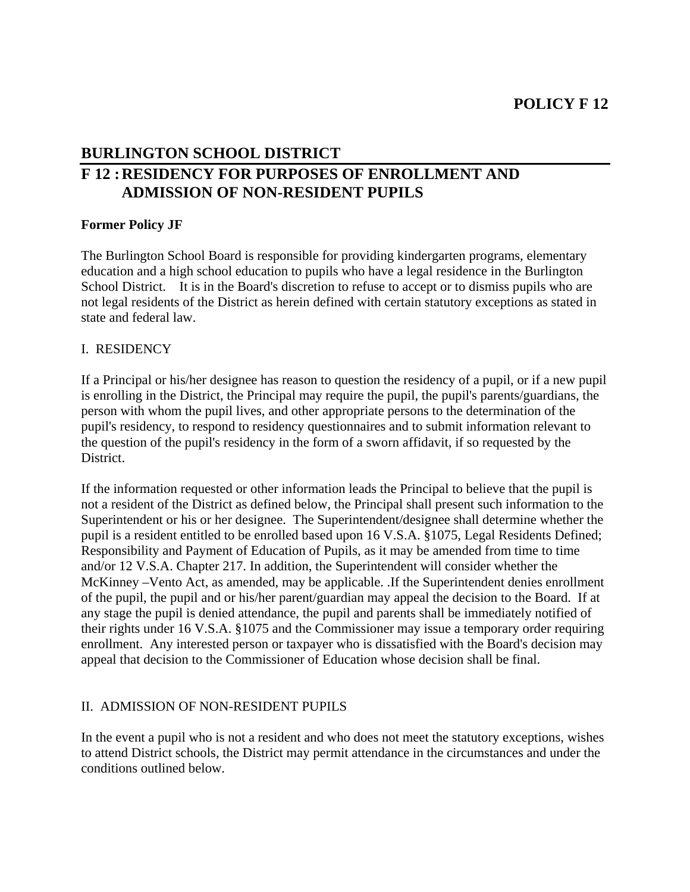**POLICY F 12**

## BURLINGTON SCHOOL DISTRICT

## F 12 : RESIDENCY FOR PURPOSES OF ENROLLMENT AND ADMISSION OF NON-RESIDENT PUPILS

**Former Policy JF**

The Burlington School Board is responsible for providing kindergarten programs, elementary education and a high school education to pupils who have a legal residence in the Burlington School District.   It is in the Board's discretion to refuse to accept or to dismiss pupils who are not legal residents of the District as herein defined with certain statutory exceptions as stated in state and federal law.

I. RESIDENCY

If a Principal or his/her designee has reason to question the residency of a pupil, or if a new pupil is enrolling in the District, the Principal may require the pupil, the pupil's parents/guardians, the person with whom the pupil lives, and other appropriate persons to the determination of the pupil's residency, to respond to residency questionnaires and to submit information relevant to the question of the pupil's residency in the form of a sworn affidavit, if so requested by the District.

If the information requested or other information leads the Principal to believe that the pupil is not a resident of the District as defined below, the Principal shall present such information to the Superintendent or his or her designee. The Superintendent/designee shall determine whether the pupil is a resident entitled to be enrolled based upon 16 V.S.A. §1075, Legal Residents Defined; Responsibility and Payment of Education of Pupils, as it may be amended from time to time and/or 12 V.S.A. Chapter 217. In addition, the Superintendent will consider whether the McKinney –Vento Act, as amended, may be applicable. .If the Superintendent denies enrollment of the pupil, the pupil and or his/her parent/guardian may appeal the decision to the Board. If at any stage the pupil is denied attendance, the pupil and parents shall be immediately notified of their rights under 16 V.S.A. §1075 and the Commissioner may issue a temporary order requiring enrollment. Any interested person or taxpayer who is dissatisfied with the Board's decision may appeal that decision to the Commissioner of Education whose decision shall be final.

II. ADMISSION OF NON-RESIDENT PUPILS

In the event a pupil who is not a resident and who does not meet the statutory exceptions, wishes to attend District schools, the District may permit attendance in the circumstances and under the conditions outlined below.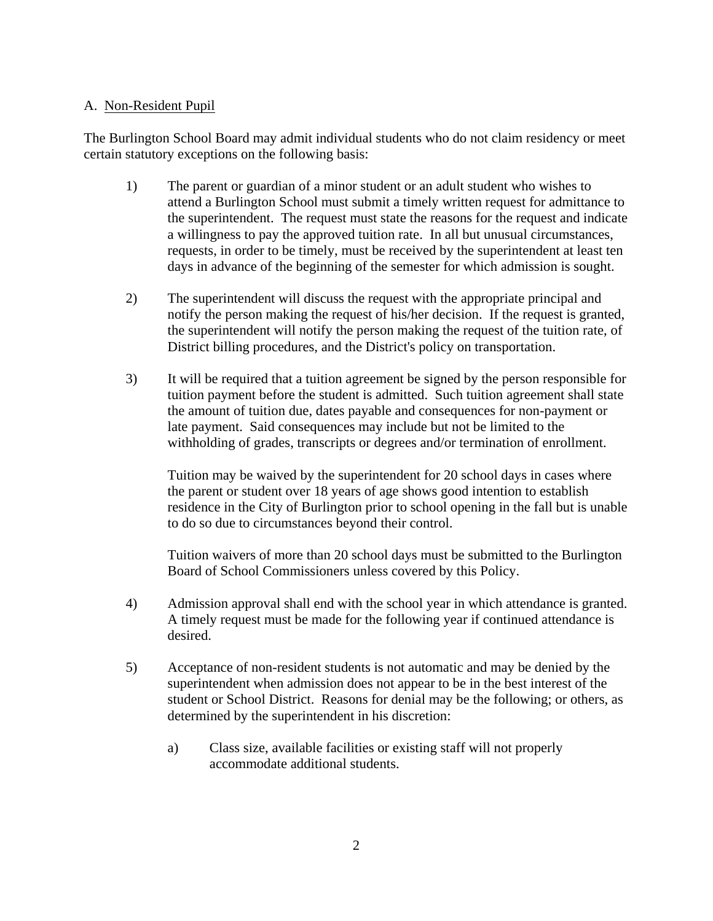A. Non-Resident Pupil

The Burlington School Board may admit individual students who do not claim residency or meet certain statutory exceptions on the following basis:

1) The parent or guardian of a minor student or an adult student who wishes to attend a Burlington School must submit a timely written request for admittance to the superintendent. The request must state the reasons for the request and indicate a willingness to pay the approved tuition rate. In all but unusual circumstances, requests, in order to be timely, must be received by the superintendent at least ten days in advance of the beginning of the semester for which admission is sought.

2) The superintendent will discuss the request with the appropriate principal and notify the person making the request of his/her decision. If the request is granted, the superintendent will notify the person making the request of the tuition rate, of District billing procedures, and the District's policy on transportation.

3) It will be required that a tuition agreement be signed by the person responsible for tuition payment before the student is admitted. Such tuition agreement shall state the amount of tuition due, dates payable and consequences for non-payment or late payment. Said consequences may include but not be limited to the withholding of grades, transcripts or degrees and/or termination of enrollment.

   Tuition may be waived by the superintendent for 20 school days in cases where the parent or student over 18 years of age shows good intention to establish residence in the City of Burlington prior to school opening in the fall but is unable to do so due to circumstances beyond their control.

   Tuition waivers of more than 20 school days must be submitted to the Burlington Board of School Commissioners unless covered by this Policy.

4) Admission approval shall end with the school year in which attendance is granted. A timely request must be made for the following year if continued attendance is desired.

5) Acceptance of non-resident students is not automatic and may be denied by the superintendent when admission does not appear to be in the best interest of the student or School District. Reasons for denial may be the following; or others, as determined by the superintendent in his discretion:

   a) Class size, available facilities or existing staff will not properly accommodate additional students.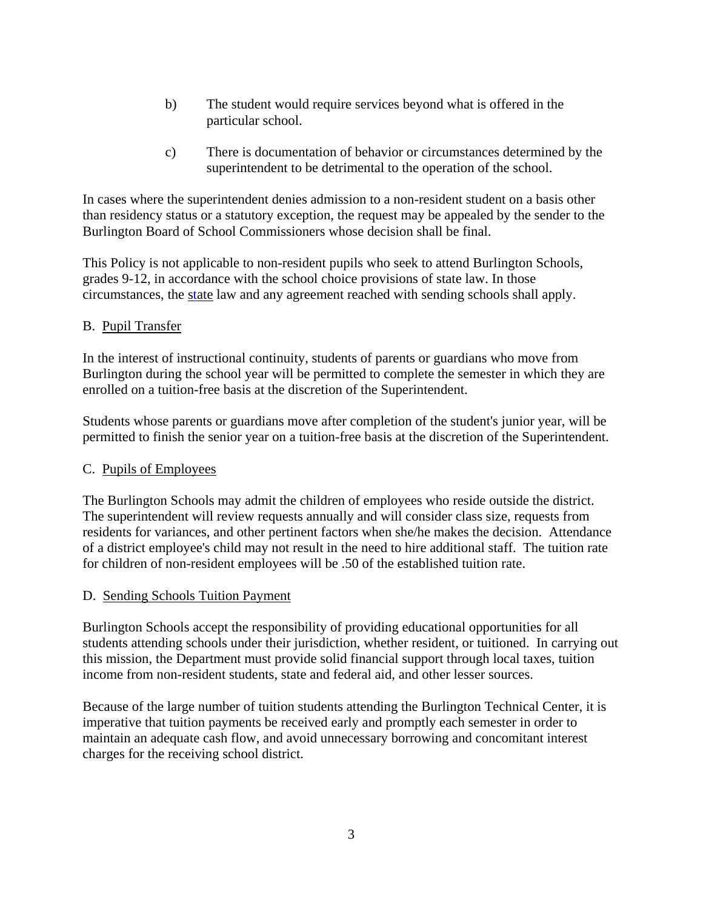b) The student would require services beyond what is offered in the particular school.

c) There is documentation of behavior or circumstances determined by the superintendent to be detrimental to the operation of the school.

In cases where the superintendent denies admission to a non-resident student on a basis other than residency status or a statutory exception, the request may be appealed by the sender to the Burlington Board of School Commissioners whose decision shall be final.

This Policy is not applicable to non-resident pupils who seek to attend Burlington Schools, grades 9-12, in accordance with the school choice provisions of state law. In those circumstances, the state law and any agreement reached with sending schools shall apply.

B. Pupil Transfer

In the interest of instructional continuity, students of parents or guardians who move from Burlington during the school year will be permitted to complete the semester in which they are enrolled on a tuition-free basis at the discretion of the Superintendent.

Students whose parents or guardians move after completion of the student's junior year, will be permitted to finish the senior year on a tuition-free basis at the discretion of the Superintendent.

C. Pupils of Employees

The Burlington Schools may admit the children of employees who reside outside the district. The superintendent will review requests annually and will consider class size, requests from residents for variances, and other pertinent factors when she/he makes the decision. Attendance of a district employee's child may not result in the need to hire additional staff. The tuition rate for children of non-resident employees will be .50 of the established tuition rate.

D. Sending Schools Tuition Payment

Burlington Schools accept the responsibility of providing educational opportunities for all students attending schools under their jurisdiction, whether resident, or tuitioned. In carrying out this mission, the Department must provide solid financial support through local taxes, tuition income from non-resident students, state and federal aid, and other lesser sources.

Because of the large number of tuition students attending the Burlington Technical Center, it is imperative that tuition payments be received early and promptly each semester in order to maintain an adequate cash flow, and avoid unnecessary borrowing and concomitant interest charges for the receiving school district.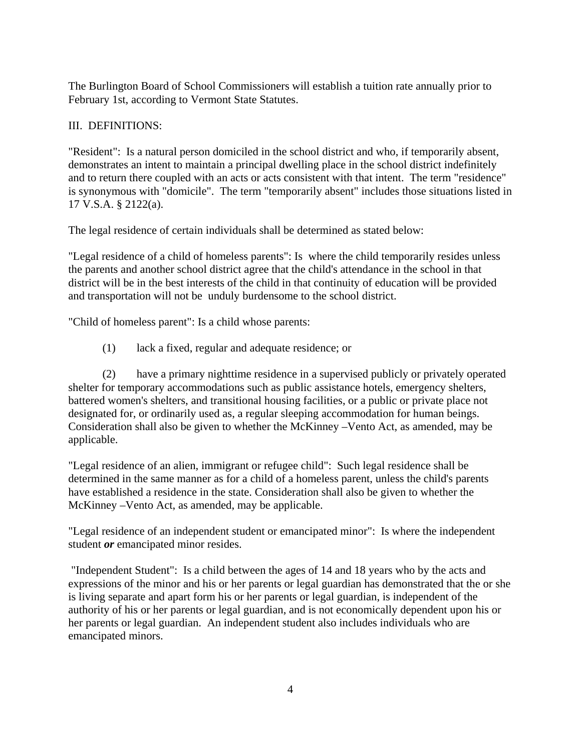The Burlington Board of School Commissioners will establish a tuition rate annually prior to February 1st, according to Vermont State Statutes.

III. DEFINITIONS:

"Resident": Is a natural person domiciled in the school district and who, if temporarily absent, demonstrates an intent to maintain a principal dwelling place in the school district indefinitely and to return there coupled with an acts or acts consistent with that intent. The term "residence" is synonymous with "domicile". The term "temporarily absent" includes those situations listed in 17 V.S.A. § 2122(a).

The legal residence of certain individuals shall be determined as stated below:

"Legal residence of a child of homeless parents": Is where the child temporarily resides unless the parents and another school district agree that the child's attendance in the school in that district will be in the best interests of the child in that continuity of education will be provided and transportation will not be unduly burdensome to the school district.

"Child of homeless parent": Is a child whose parents:

(1) lack a fixed, regular and adequate residence; or

(2) have a primary nighttime residence in a supervised publicly or privately operated shelter for temporary accommodations such as public assistance hotels, emergency shelters, battered women's shelters, and transitional housing facilities, or a public or private place not designated for, or ordinarily used as, a regular sleeping accommodation for human beings. Consideration shall also be given to whether the McKinney –Vento Act, as amended, may be applicable.

"Legal residence of an alien, immigrant or refugee child": Such legal residence shall be determined in the same manner as for a child of a homeless parent, unless the child's parents have established a residence in the state. Consideration shall also be given to whether the McKinney –Vento Act, as amended, may be applicable.

"Legal residence of an independent student or emancipated minor": Is where the independent student ***or*** emancipated minor resides.

"Independent Student": Is a child between the ages of 14 and 18 years who by the acts and expressions of the minor and his or her parents or legal guardian has demonstrated that the or she is living separate and apart form his or her parents or legal guardian, is independent of the authority of his or her parents or legal guardian, and is not economically dependent upon his or her parents or legal guardian. An independent student also includes individuals who are emancipated minors.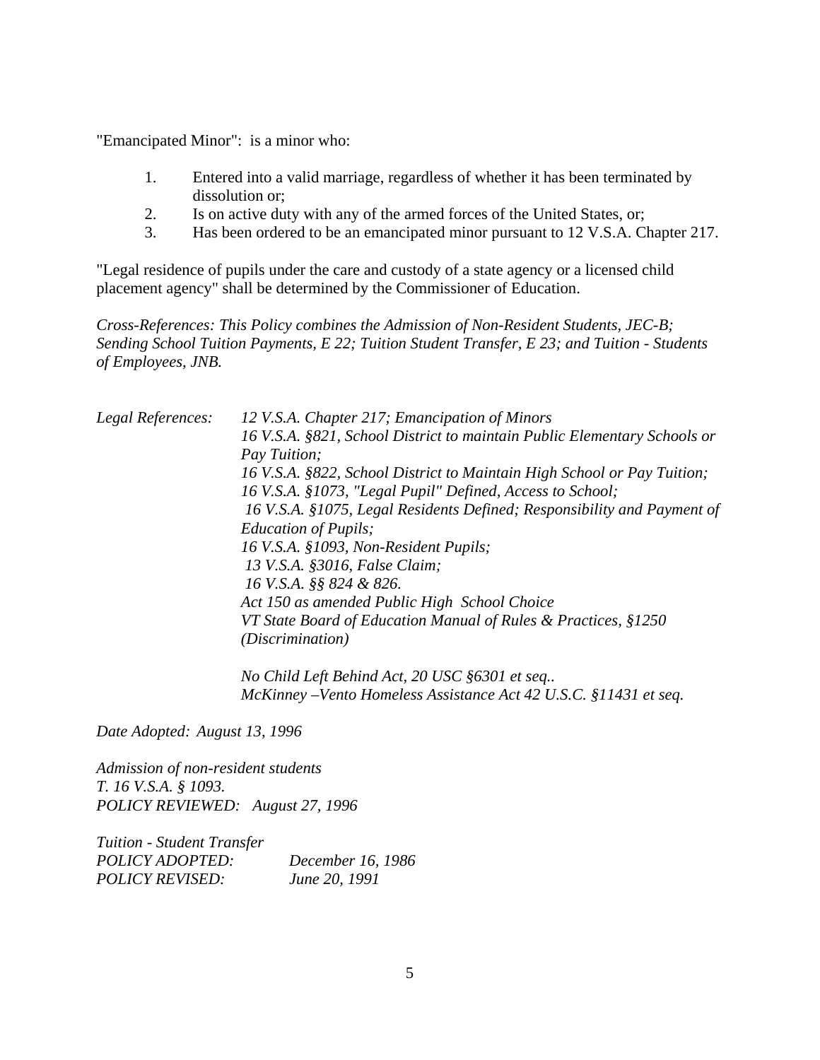"Emancipated Minor": is a minor who:

1. Entered into a valid marriage, regardless of whether it has been terminated by dissolution or;
2. Is on active duty with any of the armed forces of the United States, or;
3. Has been ordered to be an emancipated minor pursuant to 12 V.S.A. Chapter 217.

"Legal residence of pupils under the care and custody of a state agency or a licensed child placement agency" shall be determined by the Commissioner of Education.

*Cross-References: This Policy combines the Admission of Non-Resident Students, JEC-B; Sending School Tuition Payments, E 22; Tuition Student Transfer, E 23; and Tuition - Students of Employees, JNB.*

*Legal References:*
*12 V.S.A. Chapter 217; Emancipation of Minors*
*16 V.S.A. §821, School District to maintain Public Elementary Schools or Pay Tuition;*
*16 V.S.A. §822, School District to Maintain High School or Pay Tuition;*
*16 V.S.A. §1073, "Legal Pupil" Defined, Access to School;*
*16 V.S.A. §1075, Legal Residents Defined; Responsibility and Payment of Education of Pupils;*
*16 V.S.A. §1093, Non-Resident Pupils;*
*13 V.S.A. §3016, False Claim;*
*16 V.S.A. §§ 824 & 826.*
*Act 150 as amended Public High School Choice*
*VT State Board of Education Manual of Rules & Practices, §1250 (Discrimination)*

*No Child Left Behind Act, 20 USC §6301 et seq..*
*McKinney –Vento Homeless Assistance Act 42 U.S.C. §11431 et seq.*

*Date Adopted: August 13, 1996*

*Admission of non-resident students*
*T. 16 V.S.A. § 1093.*
*POLICY REVIEWED: August 27, 1996*

*Tuition - Student Transfer*
*POLICY ADOPTED: December 16, 1986*
*POLICY REVISED: June 20, 1991*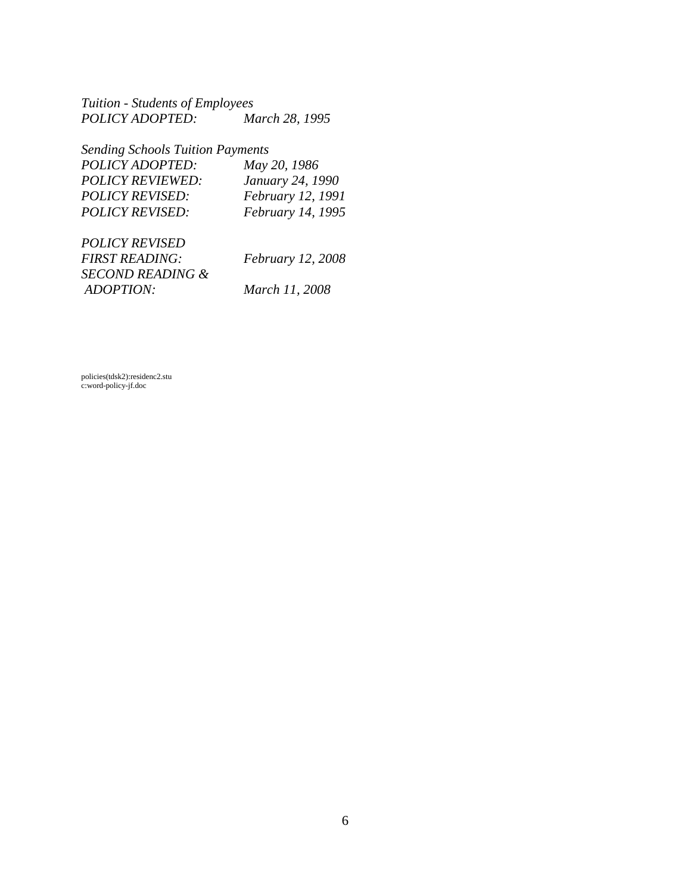*Tuition - Students of Employees*
*POLICY ADOPTED:* *March 28, 1995*

*Sending Schools Tuition Payments*
*POLICY ADOPTED:* *May 20, 1986*
*POLICY REVIEWED:* *January 24, 1990*
*POLICY REVISED:* *February 12, 1991*
*POLICY REVISED:* *February 14, 1995*

*POLICY REVISED*
*FIRST READING:* *February 12, 2008*
*SECOND READING &*
*ADOPTION:* *March 11, 2008*

policies(tdsk2):residenc2.stu
c:word-policy-jf.doc